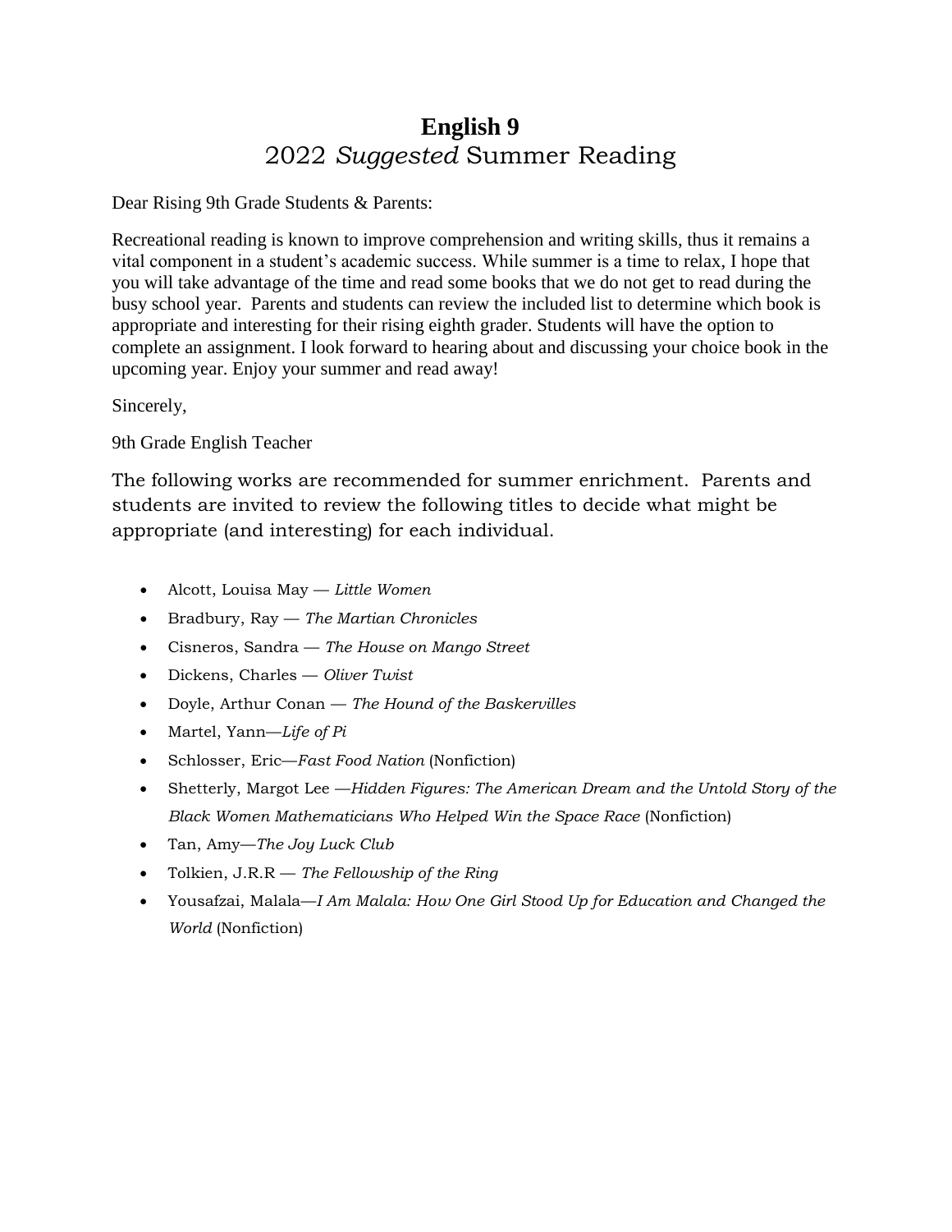# English 9

## 2022 *Suggested* Summer Reading

Dear Rising 9th Grade Students & Parents:

Recreational reading is known to improve comprehension and writing skills, thus it remains a vital component in a student's academic success. While summer is a time to relax, I hope that you will take advantage of the time and read some books that we do not get to read during the busy school year. Parents and students can review the included list to determine which book is appropriate and interesting for their rising eighth grader. Students will have the option to complete an assignment. I look forward to hearing about and discussing your choice book in the upcoming year. Enjoy your summer and read away!

Sincerely,

9th Grade English Teacher

The following works are recommended for summer enrichment. Parents and students are invited to review the following titles to decide what might be appropriate (and interesting) for each individual.

- Alcott, Louisa May — *Little Women*
- Bradbury, Ray — *The Martian Chronicles*
- Cisneros, Sandra — *The House on Mango Street*
- Dickens, Charles — *Oliver Twist*
- Doyle, Arthur Conan — *The Hound of the Baskervilles*
- Martel, Yann—*Life of Pi*
- Schlosser, Eric—*Fast Food Nation* (Nonfiction)
- Shetterly, Margot Lee —*Hidden Figures: The American Dream and the Untold Story of the Black Women Mathematicians Who Helped Win the Space Race* (Nonfiction)
- Tan, Amy—*The Joy Luck Club*
- Tolkien, J.R.R — *The Fellowship of the Ring*
- Yousafzai, Malala—*I Am Malala: How One Girl Stood Up for Education and Changed the World* (Nonfiction)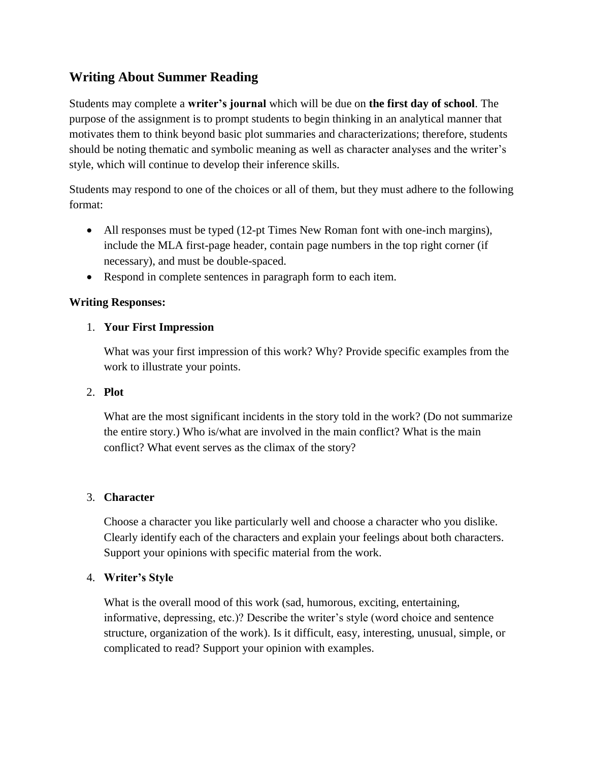## Writing About Summer Reading

Students may complete a **writer's journal** which will be due on **the first day of school**. The purpose of the assignment is to prompt students to begin thinking in an analytical manner that motivates them to think beyond basic plot summaries and characterizations; therefore, students should be noting thematic and symbolic meaning as well as character analyses and the writer's style, which will continue to develop their inference skills.

Students may respond to one of the choices or all of them, but they must adhere to the following format:

- All responses must be typed (12-pt Times New Roman font with one-inch margins), include the MLA first-page header, contain page numbers in the top right corner (if necessary), and must be double-spaced.
- Respond in complete sentences in paragraph form to each item.

**Writing Responses:**

1. **Your First Impression**

   What was your first impression of this work? Why? Provide specific examples from the work to illustrate your points.

2. **Plot**

   What are the most significant incidents in the story told in the work? (Do not summarize the entire story.) Who is/what are involved in the main conflict? What is the main conflict? What event serves as the climax of the story?

3. **Character**

   Choose a character you like particularly well and choose a character who you dislike. Clearly identify each of the characters and explain your feelings about both characters. Support your opinions with specific material from the work.

4. **Writer's Style**

   What is the overall mood of this work (sad, humorous, exciting, entertaining, informative, depressing, etc.)? Describe the writer's style (word choice and sentence structure, organization of the work). Is it difficult, easy, interesting, unusual, simple, or complicated to read? Support your opinion with examples.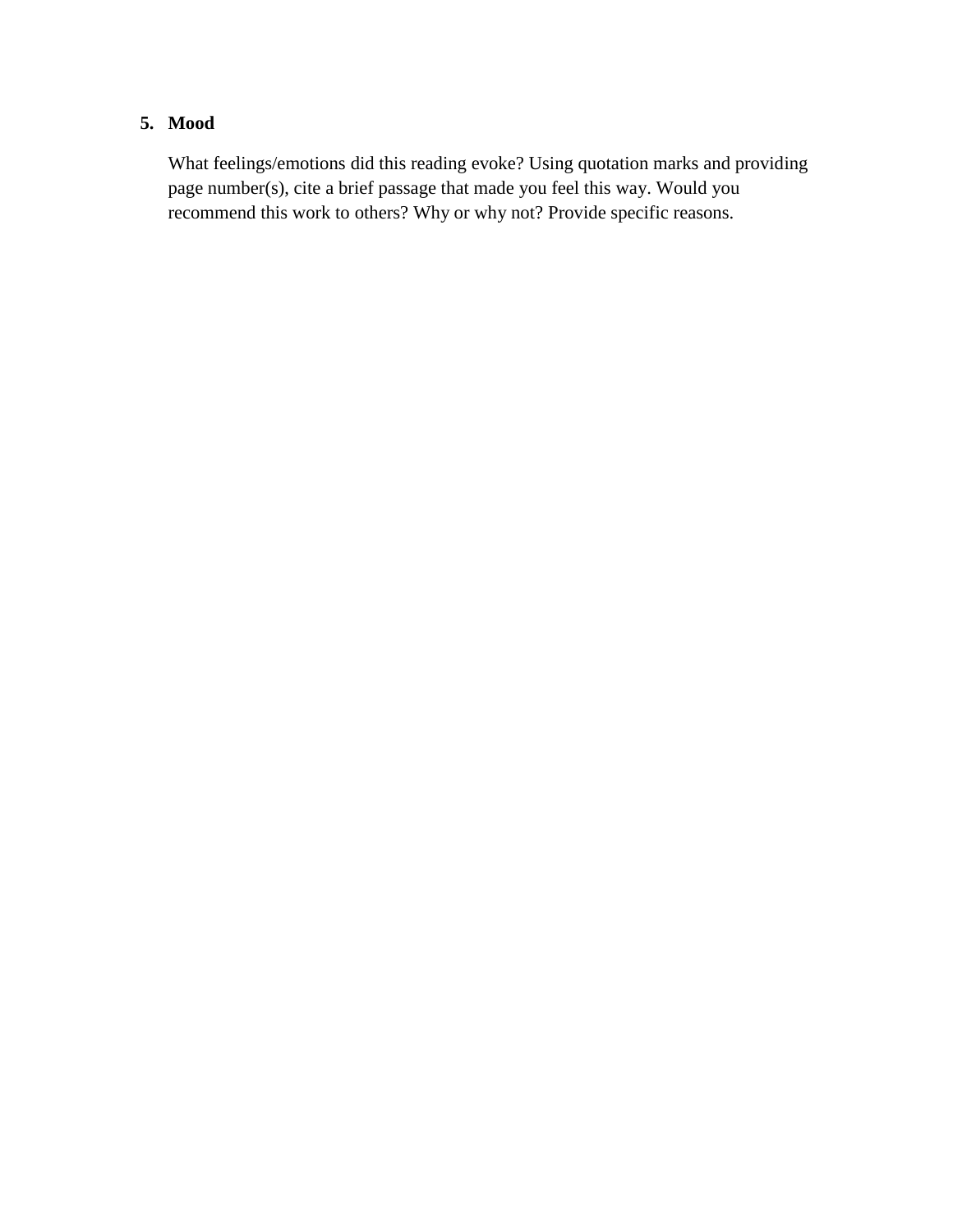5. **Mood**

   What feelings/emotions did this reading evoke? Using quotation marks and providing page number(s), cite a brief passage that made you feel this way. Would you recommend this work to others? Why or why not? Provide specific reasons.